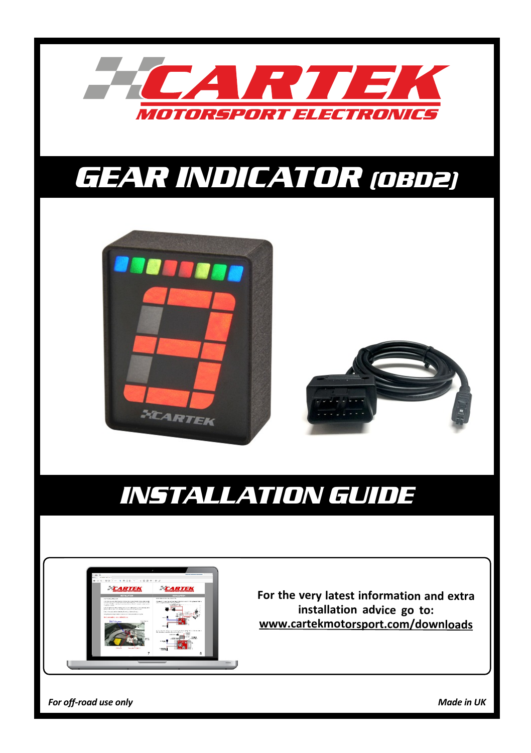# CARTEK

MOTORSPORT ELECTRONICS

# GEAR INDICATOR (OBD2)

# INSTALLATION GUIDE

**For the very latest information and extra installation advice go to:**
**www.cartekmotorsport.com/downloads**

*For off-road use only*

*Made in UK*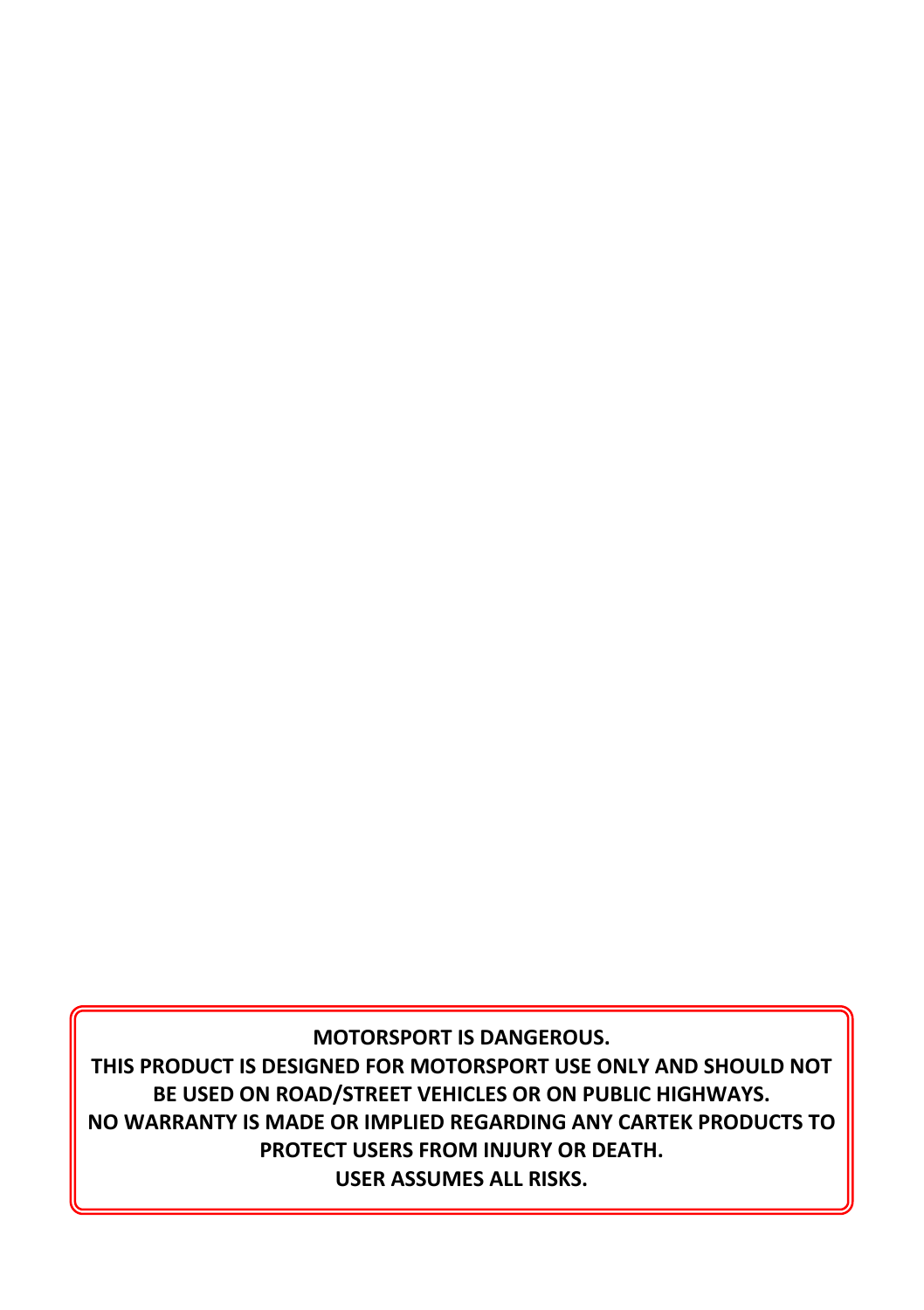**MOTORSPORT IS DANGEROUS.**
**THIS PRODUCT IS DESIGNED FOR MOTORSPORT USE ONLY AND SHOULD NOT BE USED ON ROAD/STREET VEHICLES OR ON PUBLIC HIGHWAYS.**
**NO WARRANTY IS MADE OR IMPLIED REGARDING ANY CARTEK PRODUCTS TO PROTECT USERS FROM INJURY OR DEATH.**
**USER ASSUMES ALL RISKS.**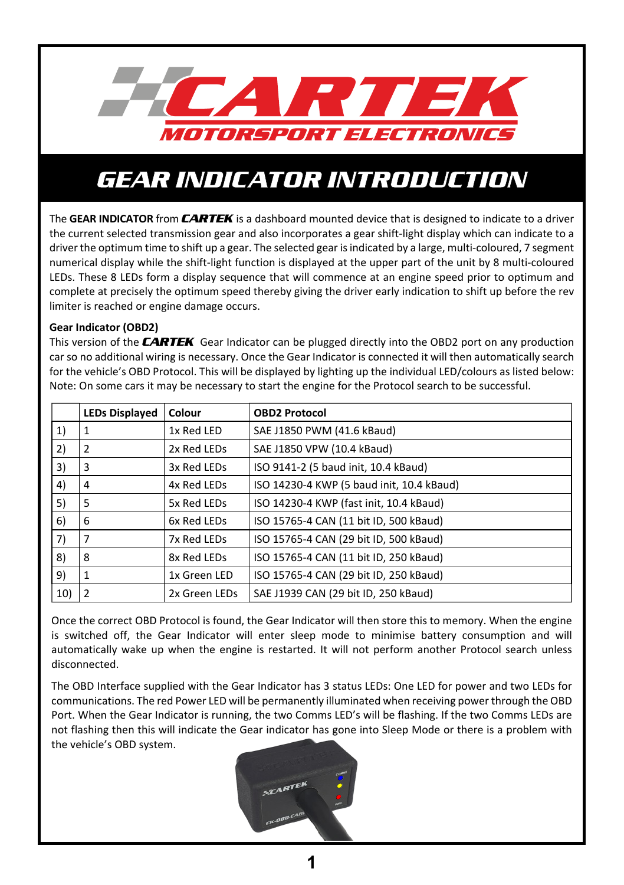# GEAR INDICATOR INTRODUCTION

The **GEAR INDICATOR** from ***CARTEK*** is a dashboard mounted device that is designed to indicate to a driver the current selected transmission gear and also incorporates a gear shift-light display which can indicate to a driver the optimum time to shift up a gear. The selected gear is indicated by a large, multi-coloured, 7 segment numerical display while the shift-light function is displayed at the upper part of the unit by 8 multi-coloured LEDs. These 8 LEDs form a display sequence that will commence at an engine speed prior to optimum and complete at precisely the optimum speed thereby giving the driver early indication to shift up before the rev limiter is reached or engine damage occurs.

**Gear Indicator (OBD2)**

This version of the ***CARTEK*** Gear Indicator can be plugged directly into the OBD2 port on any production car so no additional wiring is necessary. Once the Gear Indicator is connected it will then automatically search for the vehicle's OBD Protocol. This will be displayed by lighting up the individual LED/colours as listed below: Note: On some cars it may be necessary to start the engine for the Protocol search to be successful.

| | LEDs Displayed | Colour | OBD2 Protocol |
|---|---|---|---|
| 1) | 1 | 1x Red LED | SAE J1850 PWM (41.6 kBaud) |
| 2) | 2 | 2x Red LEDs | SAE J1850 VPW (10.4 kBaud) |
| 3) | 3 | 3x Red LEDs | ISO 9141-2 (5 baud init, 10.4 kBaud) |
| 4) | 4 | 4x Red LEDs | ISO 14230-4 KWP (5 baud init, 10.4 kBaud) |
| 5) | 5 | 5x Red LEDs | ISO 14230-4 KWP (fast init, 10.4 kBaud) |
| 6) | 6 | 6x Red LEDs | ISO 15765-4 CAN (11 bit ID, 500 kBaud) |
| 7) | 7 | 7x Red LEDs | ISO 15765-4 CAN (29 bit ID, 500 kBaud) |
| 8) | 8 | 8x Red LEDs | ISO 15765-4 CAN (11 bit ID, 250 kBaud) |
| 9) | 1 | 1x Green LED | ISO 15765-4 CAN (29 bit ID, 250 kBaud) |
| 10) | 2 | 2x Green LEDs | SAE J1939 CAN (29 bit ID, 250 kBaud) |

Once the correct OBD Protocol is found, the Gear Indicator will then store this to memory. When the engine is switched off, the Gear Indicator will enter sleep mode to minimise battery consumption and will automatically wake up when the engine is restarted. It will not perform another Protocol search unless disconnected.

The OBD Interface supplied with the Gear Indicator has 3 status LEDs: One LED for power and two LEDs for communications. The red Power LED will be permanently illuminated when receiving power through the OBD Port. When the Gear Indicator is running, the two Comms LED's will be flashing. If the two Comms LEDs are not flashing then this will indicate the Gear indicator has gone into Sleep Mode or there is a problem with the vehicle's OBD system.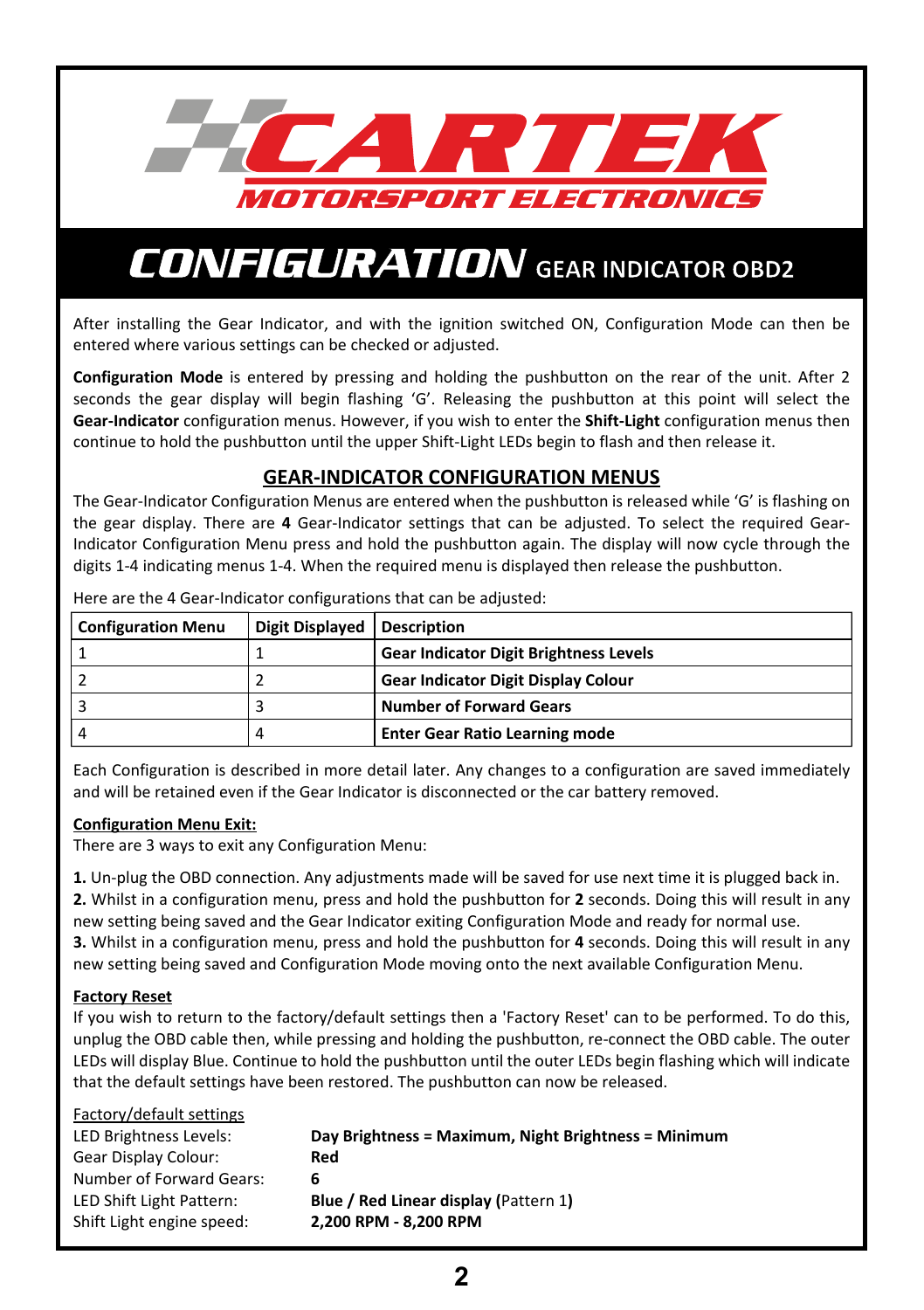CARTEK

MOTORSPORT ELECTRONICS

# CONFIGURATION GEAR INDICATOR OBD2

After installing the Gear Indicator, and with the ignition switched ON, Configuration Mode can then be entered where various settings can be checked or adjusted.

**Configuration Mode** is entered by pressing and holding the pushbutton on the rear of the unit. After 2 seconds the gear display will begin flashing 'G'. Releasing the pushbutton at this point will select the **Gear-Indicator** configuration menus. However, if you wish to enter the **Shift-Light** configuration menus then continue to hold the pushbutton until the upper Shift-Light LEDs begin to flash and then release it.

## GEAR-INDICATOR CONFIGURATION MENUS

The Gear-Indicator Configuration Menus are entered when the pushbutton is released while 'G' is flashing on the gear display. There are **4** Gear-Indicator settings that can be adjusted. To select the required Gear-Indicator Configuration Menu press and hold the pushbutton again. The display will now cycle through the digits 1-4 indicating menus 1-4. When the required menu is displayed then release the pushbutton.

Here are the 4 Gear-Indicator configurations that can be adjusted:

| Configuration Menu | Digit Displayed | Description |
|---|---|---|
| 1 | 1 | **Gear Indicator Digit Brightness Levels** |
| 2 | 2 | **Gear Indicator Digit Display Colour** |
| 3 | 3 | **Number of Forward Gears** |
| 4 | 4 | **Enter Gear Ratio Learning mode** |

Each Configuration is described in more detail later. Any changes to a configuration are saved immediately and will be retained even if the Gear Indicator is disconnected or the car battery removed.

**Configuration Menu Exit:**

There are 3 ways to exit any Configuration Menu:

**1.** Un-plug the OBD connection. Any adjustments made will be saved for use next time it is plugged back in.
**2.** Whilst in a configuration menu, press and hold the pushbutton for **2** seconds. Doing this will result in any new setting being saved and the Gear Indicator exiting Configuration Mode and ready for normal use.
**3.** Whilst in a configuration menu, press and hold the pushbutton for **4** seconds. Doing this will result in any new setting being saved and Configuration Mode moving onto the next available Configuration Menu.

**Factory Reset**

If you wish to return to the factory/default settings then a 'Factory Reset' can to be performed. To do this, unplug the OBD cable then, while pressing and holding the pushbutton, re-connect the OBD cable. The outer LEDs will display Blue. Continue to hold the pushbutton until the outer LEDs begin flashing which will indicate that the default settings have been restored. The pushbutton can now be released.

Factory/default settings

| | |
|---|---|
| LED Brightness Levels: | **Day Brightness = Maximum, Night Brightness = Minimum** |
| Gear Display Colour: | **Red** |
| Number of Forward Gears: | **6** |
| LED Shift Light Pattern: | **Blue / Red Linear display (**Pattern 1**)** |
| Shift Light engine speed: | **2,200 RPM - 8,200 RPM** |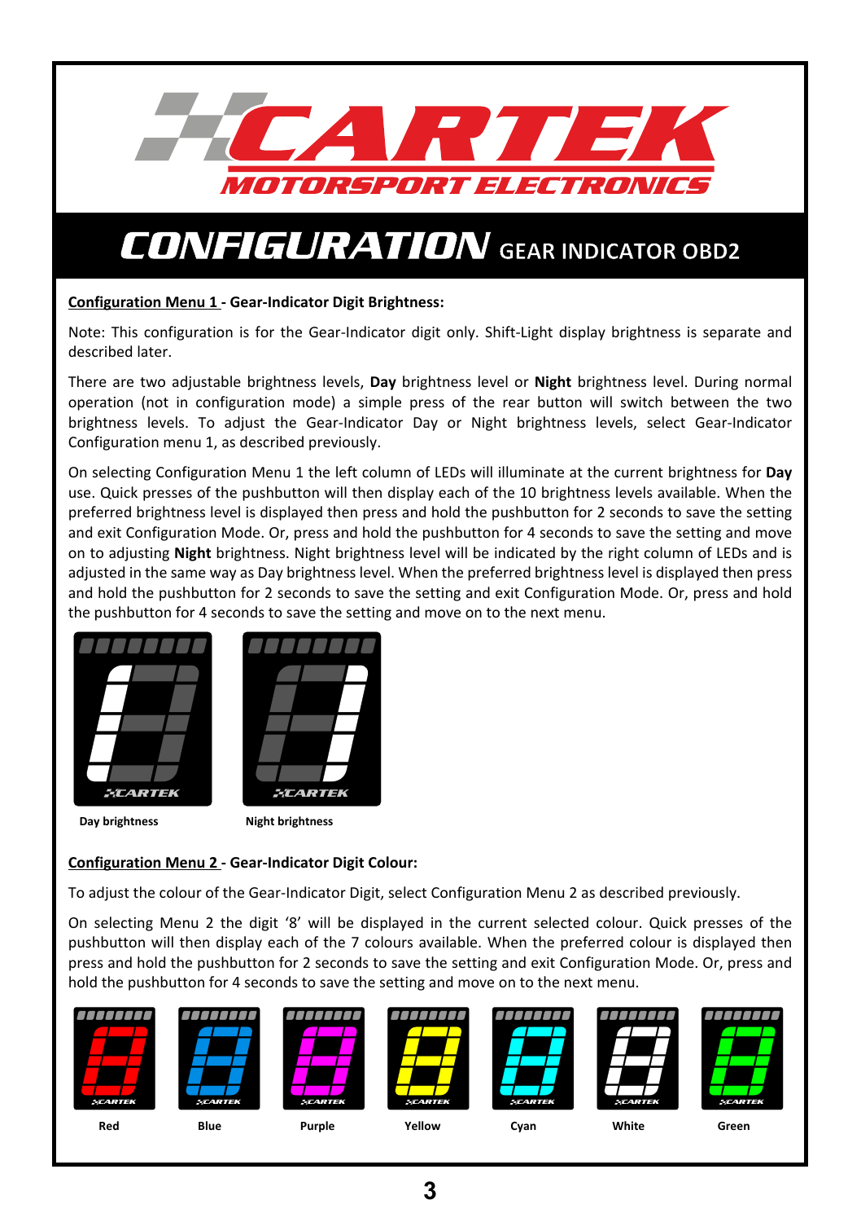# CONFIGURATION GEAR INDICATOR OBD2

**<u>Configuration Menu 1</u> - Gear-Indicator Digit Brightness:**

Note: This configuration is for the Gear-Indicator digit only. Shift-Light display brightness is separate and described later.

There are two adjustable brightness levels, **Day** brightness level or **Night** brightness level. During normal operation (not in configuration mode) a simple press of the rear button will switch between the two brightness levels. To adjust the Gear-Indicator Day or Night brightness levels, select Gear-Indicator Configuration menu 1, as described previously.

On selecting Configuration Menu 1 the left column of LEDs will illuminate at the current brightness for **Day** use. Quick presses of the pushbutton will then display each of the 10 brightness levels available. When the preferred brightness level is displayed then press and hold the pushbutton for 2 seconds to save the setting and exit Configuration Mode. Or, press and hold the pushbutton for 4 seconds to save the setting and move on to adjusting **Night** brightness. Night brightness level will be indicated by the right column of LEDs and is adjusted in the same way as Day brightness level. When the preferred brightness level is displayed then press and hold the pushbutton for 2 seconds to save the setting and exit Configuration Mode. Or, press and hold the pushbutton for 4 seconds to save the setting and move on to the next menu.

**Day brightness** **Night brightness**

**<u>Configuration Menu 2</u> - Gear-Indicator Digit Colour:**

To adjust the colour of the Gear-Indicator Digit, select Configuration Menu 2 as described previously.

On selecting Menu 2 the digit '8' will be displayed in the current selected colour. Quick presses of the pushbutton will then display each of the 7 colours available. When the preferred colour is displayed then press and hold the pushbutton for 2 seconds to save the setting and exit Configuration Mode. Or, press and hold the pushbutton for 4 seconds to save the setting and move on to the next menu.

**Red** **Blue** **Purple** **Yellow** **Cyan** **White** **Green**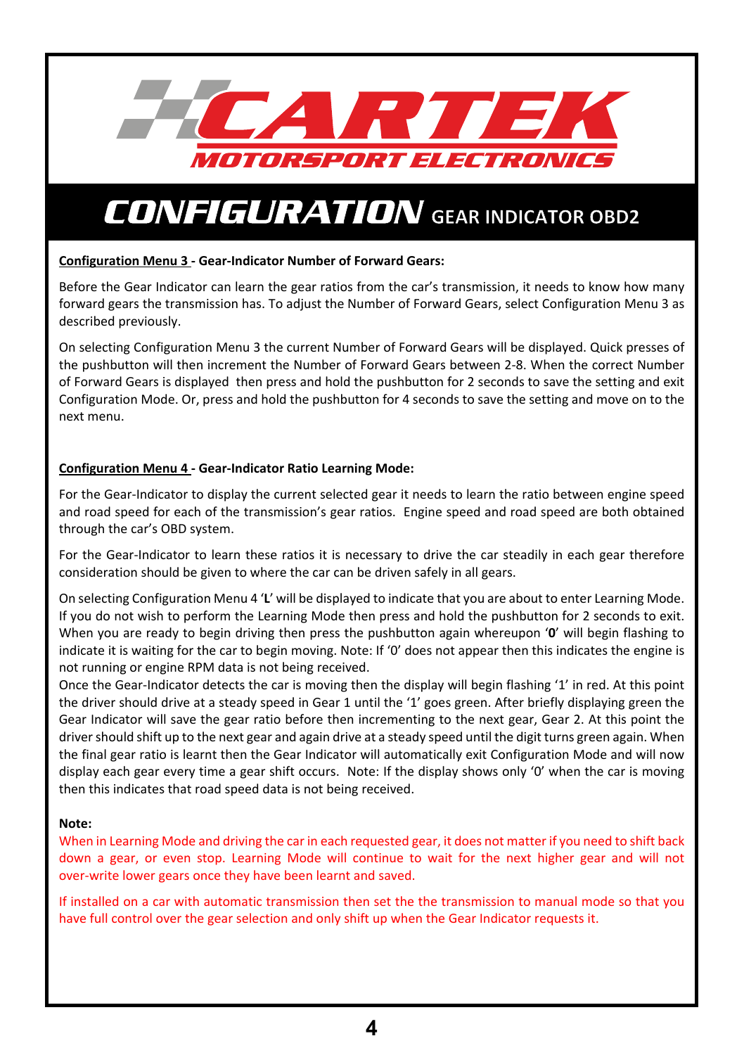# CARTEK

MOTORSPORT ELECTRONICS

# CONFIGURATION GEAR INDICATOR OBD2

**Configuration Menu 3 - Gear-Indicator Number of Forward Gears:**

Before the Gear Indicator can learn the gear ratios from the car's transmission, it needs to know how many forward gears the transmission has. To adjust the Number of Forward Gears, select Configuration Menu 3 as described previously.

On selecting Configuration Menu 3 the current Number of Forward Gears will be displayed. Quick presses of the pushbutton will then increment the Number of Forward Gears between 2-8. When the correct Number of Forward Gears is displayed then press and hold the pushbutton for 2 seconds to save the setting and exit Configuration Mode. Or, press and hold the pushbutton for 4 seconds to save the setting and move on to the next menu.

**Configuration Menu 4 - Gear-Indicator Ratio Learning Mode:**

For the Gear-Indicator to display the current selected gear it needs to learn the ratio between engine speed and road speed for each of the transmission's gear ratios. Engine speed and road speed are both obtained through the car's OBD system.

For the Gear-Indicator to learn these ratios it is necessary to drive the car steadily in each gear therefore consideration should be given to where the car can be driven safely in all gears.

On selecting Configuration Menu 4 '**L**' will be displayed to indicate that you are about to enter Learning Mode. If you do not wish to perform the Learning Mode then press and hold the pushbutton for 2 seconds to exit. When you are ready to begin driving then press the pushbutton again whereupon '**0**' will begin flashing to indicate it is waiting for the car to begin moving. Note: If '0' does not appear then this indicates the engine is not running or engine RPM data is not being received.
Once the Gear-Indicator detects the car is moving then the display will begin flashing '1' in red. At this point the driver should drive at a steady speed in Gear 1 until the '1' goes green. After briefly displaying green the Gear Indicator will save the gear ratio before then incrementing to the next gear, Gear 2. At this point the driver should shift up to the next gear and again drive at a steady speed until the digit turns green again. When the final gear ratio is learnt then the Gear Indicator will automatically exit Configuration Mode and will now display each gear every time a gear shift occurs. Note: If the display shows only '0' when the car is moving then this indicates that road speed data is not being received.

**Note:**

When in Learning Mode and driving the car in each requested gear, it does not matter if you need to shift back down a gear, or even stop. Learning Mode will continue to wait for the next higher gear and will not over-write lower gears once they have been learnt and saved.

If installed on a car with automatic transmission then set the the transmission to manual mode so that you have full control over the gear selection and only shift up when the Gear Indicator requests it.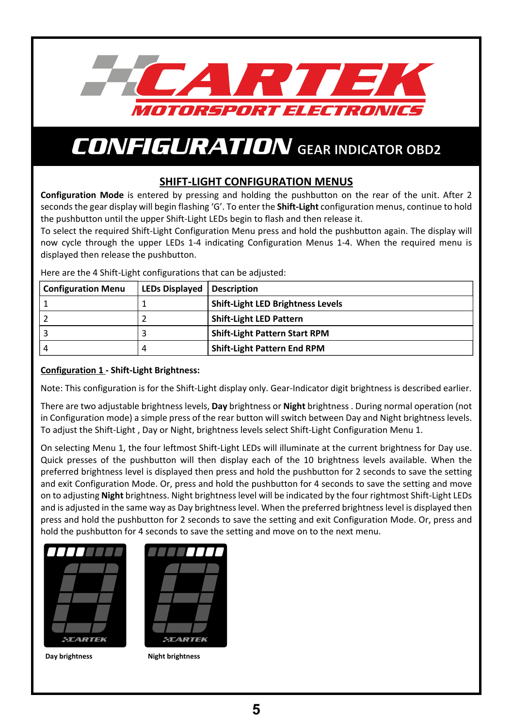# CONFIGURATION GEAR INDICATOR OBD2

## SHIFT-LIGHT CONFIGURATION MENUS

**Configuration Mode** is entered by pressing and holding the pushbutton on the rear of the unit. After 2 seconds the gear display will begin flashing 'G'. To enter the **Shift-Light** configuration menus, continue to hold the pushbutton until the upper Shift-Light LEDs begin to flash and then release it.

To select the required Shift-Light Configuration Menu press and hold the pushbutton again. The display will now cycle through the upper LEDs 1-4 indicating Configuration Menus 1-4. When the required menu is displayed then release the pushbutton.

Here are the 4 Shift-Light configurations that can be adjusted:

| Configuration Menu | LEDs Displayed | Description |
|---|---|---|
| 1 | 1 | **Shift-Light LED Brightness Levels** |
| 2 | 2 | **Shift-Light LED Pattern** |
| 3 | 3 | **Shift-Light Pattern Start RPM** |
| 4 | 4 | **Shift-Light Pattern End RPM** |

**Configuration 1 - Shift-Light Brightness:**

Note: This configuration is for the Shift-Light display only. Gear-Indicator digit brightness is described earlier.

There are two adjustable brightness levels, **Day** brightness or **Night** brightness . During normal operation (not in Configuration mode) a simple press of the rear button will switch between Day and Night brightness levels. To adjust the Shift-Light , Day or Night, brightness levels select Shift-Light Configuration Menu 1.

On selecting Menu 1, the four leftmost Shift-Light LEDs will illuminate at the current brightness for Day use. Quick presses of the pushbutton will then display each of the 10 brightness levels available. When the preferred brightness level is displayed then press and hold the pushbutton for 2 seconds to save the setting and exit Configuration Mode. Or, press and hold the pushbutton for 4 seconds to save the setting and move on to adjusting **Night** brightness. Night brightness level will be indicated by the four rightmost Shift-Light LEDs and is adjusted in the same way as Day brightness level. When the preferred brightness level is displayed then press and hold the pushbutton for 2 seconds to save the setting and exit Configuration Mode. Or, press and hold the pushbutton for 4 seconds to save the setting and move on to the next menu.

**Day brightness**

**Night brightness**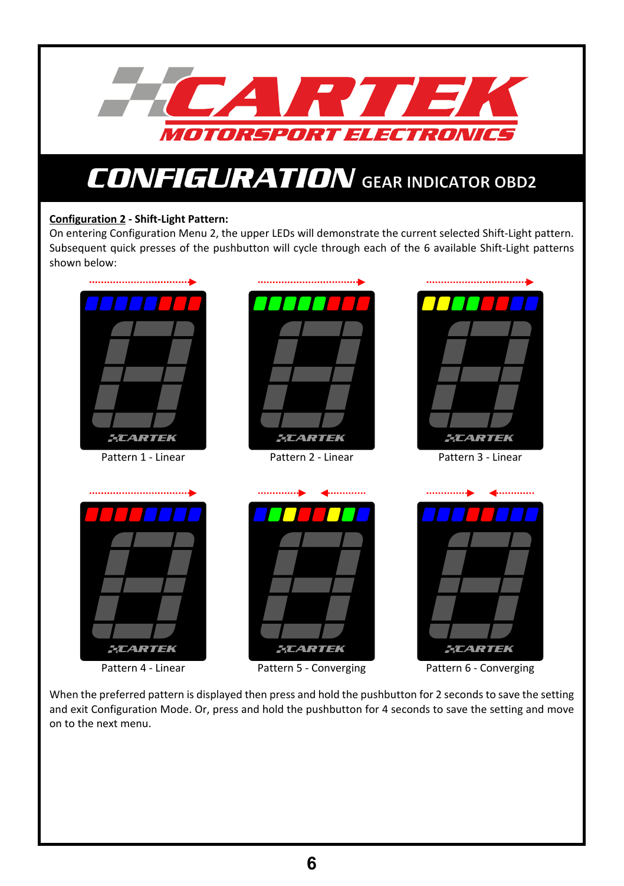# CONFIGURATION GEAR INDICATOR OBD2

**Configuration 2 - Shift-Light Pattern:**

On entering Configuration Menu 2, the upper LEDs will demonstrate the current selected Shift-Light pattern. Subsequent quick presses of the pushbutton will cycle through each of the 6 available Shift-Light patterns shown below:

Pattern 1 - Linear

Pattern 2 - Linear

Pattern 3 - Linear

Pattern 4 - Linear

Pattern 5 - Converging

Pattern 6 - Converging

When the preferred pattern is displayed then press and hold the pushbutton for 2 seconds to save the setting and exit Configuration Mode. Or, press and hold the pushbutton for 4 seconds to save the setting and move on to the next menu.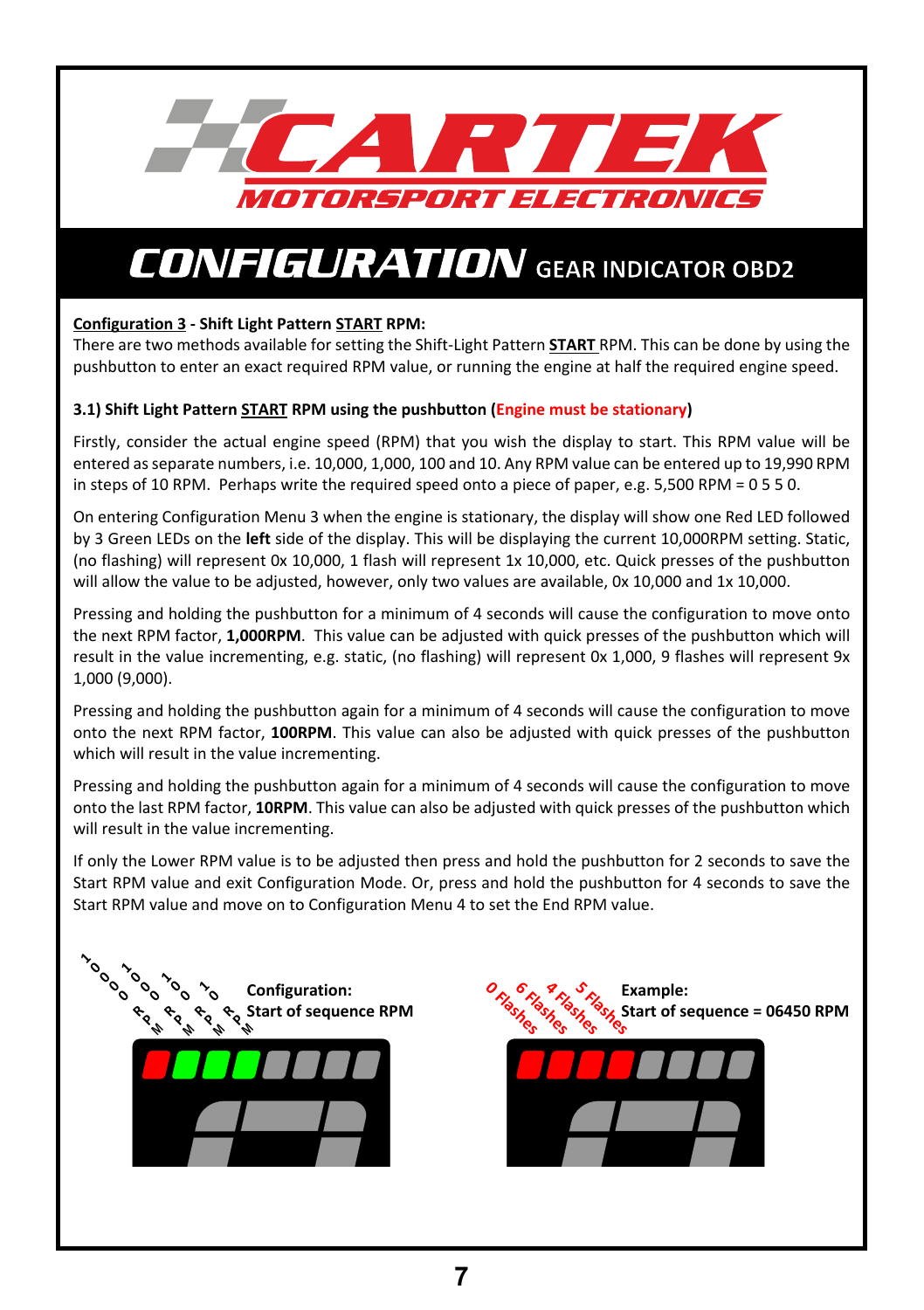## CONFIGURATION GEAR INDICATOR OBD2

**Configuration 3 - Shift Light Pattern START RPM:**

There are two methods available for setting the Shift-Light Pattern **START** RPM. This can be done by using the pushbutton to enter an exact required RPM value, or running the engine at half the required engine speed.

### 3.1) Shift Light Pattern START RPM using the pushbutton (Engine must be stationary)

Firstly, consider the actual engine speed (RPM) that you wish the display to start. This RPM value will be entered as separate numbers, i.e. 10,000, 1,000, 100 and 10. Any RPM value can be entered up to 19,990 RPM in steps of 10 RPM. Perhaps write the required speed onto a piece of paper, e.g. 5,500 RPM = 0 5 5 0.

On entering Configuration Menu 3 when the engine is stationary, the display will show one Red LED followed by 3 Green LEDs on the **left** side of the display. This will be displaying the current 10,000RPM setting. Static, (no flashing) will represent 0x 10,000, 1 flash will represent 1x 10,000, etc. Quick presses of the pushbutton will allow the value to be adjusted, however, only two values are available, 0x 10,000 and 1x 10,000.

Pressing and holding the pushbutton for a minimum of 4 seconds will cause the configuration to move onto the next RPM factor, **1,000RPM**. This value can be adjusted with quick presses of the pushbutton which will result in the value incrementing, e.g. static, (no flashing) will represent 0x 1,000, 9 flashes will represent 9x 1,000 (9,000).

Pressing and holding the pushbutton again for a minimum of 4 seconds will cause the configuration to move onto the next RPM factor, **100RPM**. This value can also be adjusted with quick presses of the pushbutton which will result in the value incrementing.

Pressing and holding the pushbutton again for a minimum of 4 seconds will cause the configuration to move onto the last RPM factor, **10RPM**. This value can also be adjusted with quick presses of the pushbutton which will result in the value incrementing.

If only the Lower RPM value is to be adjusted then press and hold the pushbutton for 2 seconds to save the Start RPM value and exit Configuration Mode. Or, press and hold the pushbutton for 4 seconds to save the Start RPM value and move on to Configuration Menu 4 to set the End RPM value.

10000 RPM, 1000 RPM, 100 RPM, 10 RPM

**Configuration:**
**Start of sequence RPM**

0 Flashes, 6 Flashes, 4 Flashes, 5 Flashes

**Example:**
**Start of sequence = 06450 RPM**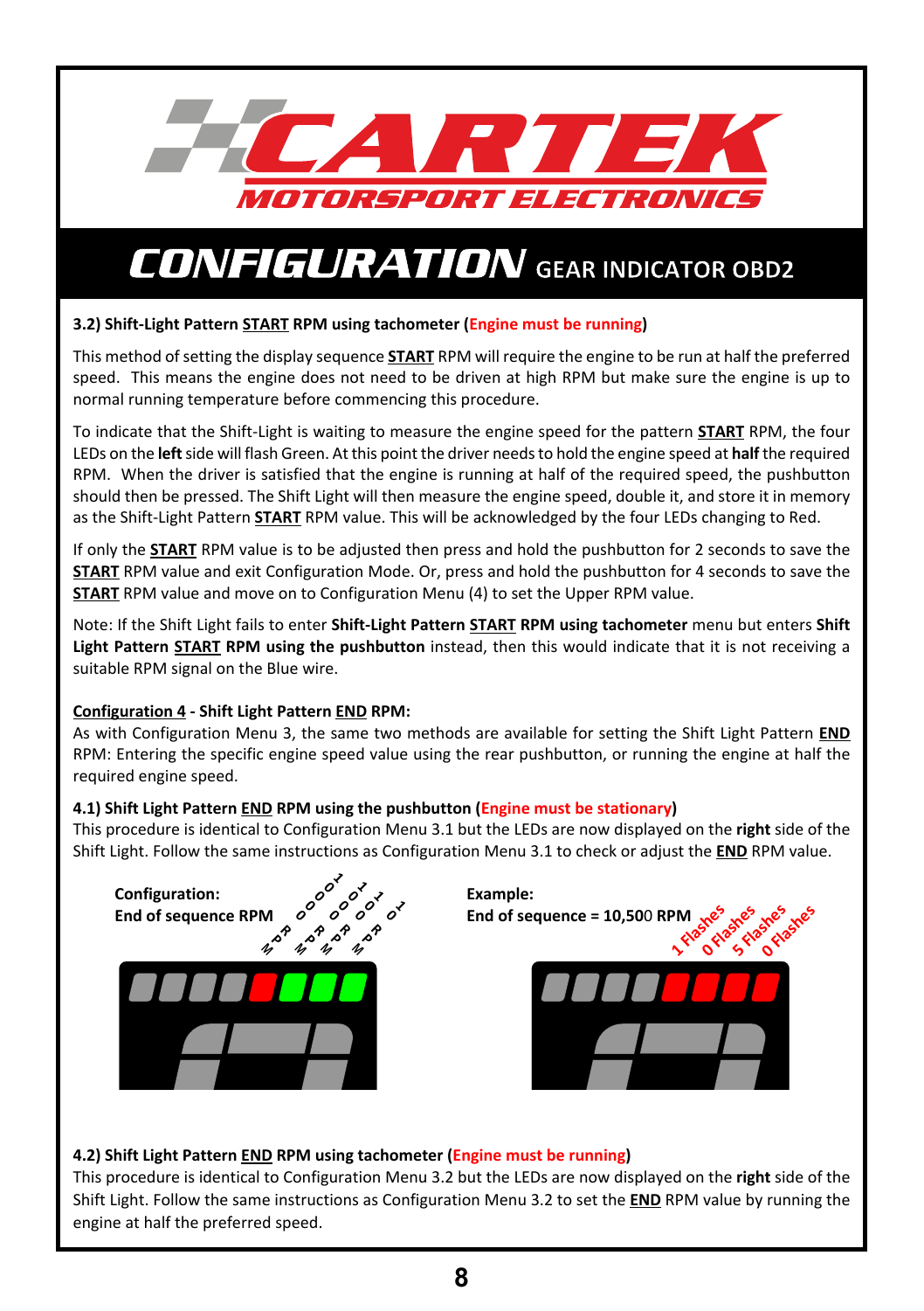# CONFIGURATION GEAR INDICATOR OBD2

**3.2) Shift-Light Pattern <u>START</u> RPM using tachometer (Engine must be running)**

This method of setting the display sequence **<u>START</u>** RPM will require the engine to be run at half the preferred speed. This means the engine does not need to be driven at high RPM but make sure the engine is up to normal running temperature before commencing this procedure.

To indicate that the Shift-Light is waiting to measure the engine speed for the pattern **<u>START</u>** RPM, the four LEDs on the **left** side will flash Green. At this point the driver needs to hold the engine speed at **half** the required RPM. When the driver is satisfied that the engine is running at half of the required speed, the pushbutton should then be pressed. The Shift Light will then measure the engine speed, double it, and store it in memory as the Shift-Light Pattern **<u>START</u>** RPM value. This will be acknowledged by the four LEDs changing to Red.

If only the **<u>START</u>** RPM value is to be adjusted then press and hold the pushbutton for 2 seconds to save the **<u>START</u>** RPM value and exit Configuration Mode. Or, press and hold the pushbutton for 4 seconds to save the **<u>START</u>** RPM value and move on to Configuration Menu (4) to set the Upper RPM value.

Note: If the Shift Light fails to enter **Shift-Light Pattern <u>START</u> RPM using tachometer** menu but enters **Shift Light Pattern <u>START</u> RPM using the pushbutton** instead, then this would indicate that it is not receiving a suitable RPM signal on the Blue wire.

**<u>Configuration 4</u> - Shift Light Pattern <u>END</u> RPM:**

As with Configuration Menu 3, the same two methods are available for setting the Shift Light Pattern **<u>END</u>** RPM: Entering the specific engine speed value using the rear pushbutton, or running the engine at half the required engine speed.

**4.1) Shift Light Pattern <u>END</u> RPM using the pushbutton (Engine must be stationary)**

This procedure is identical to Configuration Menu 3.1 but the LEDs are now displayed on the **right** side of the Shift Light. Follow the same instructions as Configuration Menu 3.1 to check or adjust the **<u>END</u>** RPM value.

**Configuration:**
**End of sequence RPM**

RPM x 1000, RPM x 100, RPM x 10, RPM x 1

**Example:**
**End of sequence = 10,500 RPM**

1 Flashes, 0 Flashes, 5 Flashes, 0 Flashes

**4.2) Shift Light Pattern <u>END</u> RPM using tachometer (Engine must be running)**

This procedure is identical to Configuration Menu 3.2 but the LEDs are now displayed on the **right** side of the Shift Light. Follow the same instructions as Configuration Menu 3.2 to set the **<u>END</u>** RPM value by running the engine at half the preferred speed.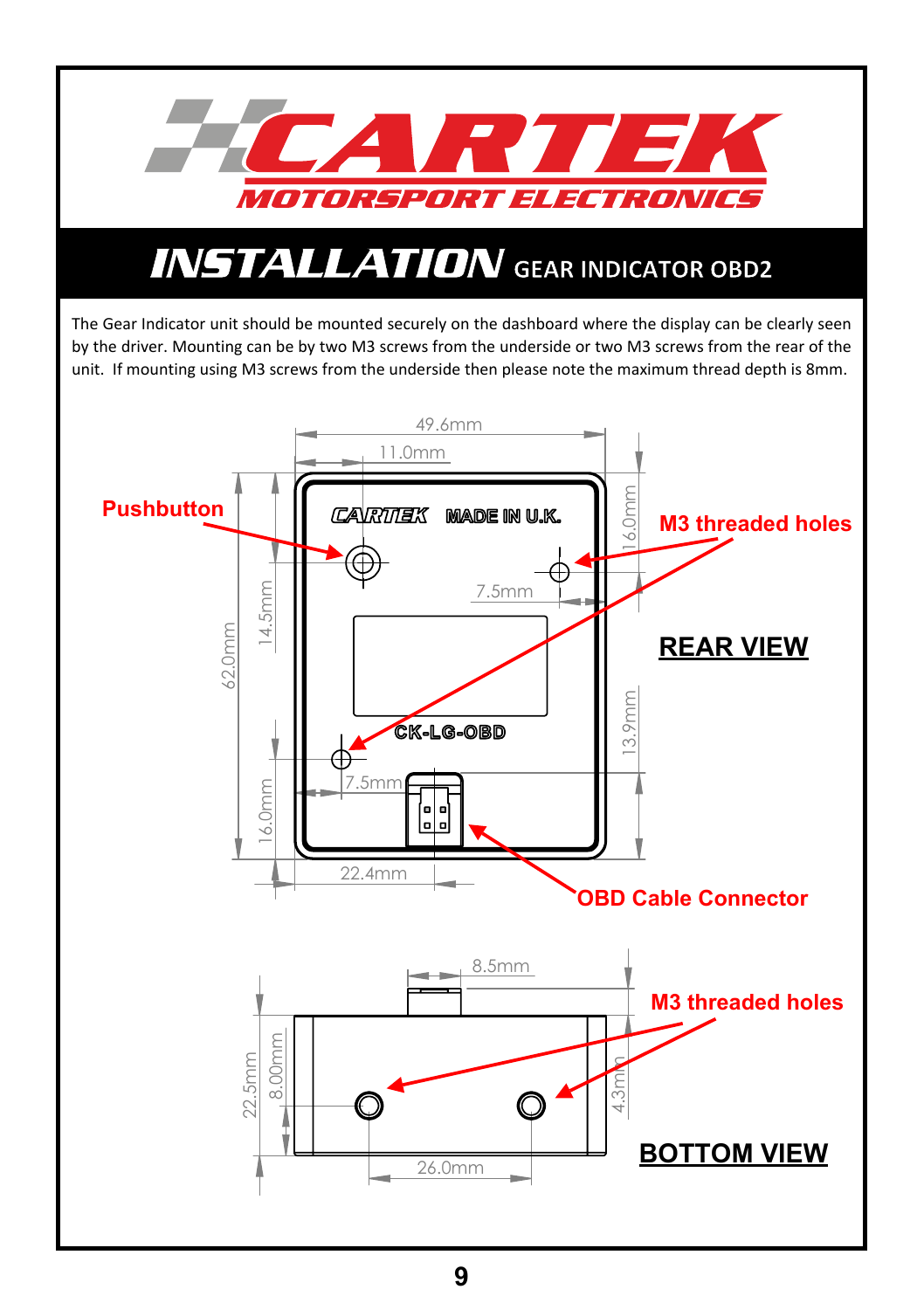# CARTEK

MOTORSPORT ELECTRONICS

## INSTALLATION GEAR INDICATOR OBD2

The Gear Indicator unit should be mounted securely on the dashboard where the display can be clearly seen by the driver. Mounting can be by two M3 screws from the underside or two M3 screws from the rear of the unit. If mounting using M3 screws from the underside then please note the maximum thread depth is 8mm.

49.6mm

11.0mm

16.0mm

Pushbutton

M3 threaded holes

CARTEK MADE IN U.K.

7.5mm

62.0mm

14.5mm

REAR VIEW

13.9mm

CK-LG-OBD

7.5mm

16.0mm

22.4mm

OBD Cable Connector

8.5mm

M3 threaded holes

22.5mm

8.00mm

4.3mm

26.0mm

BOTTOM VIEW